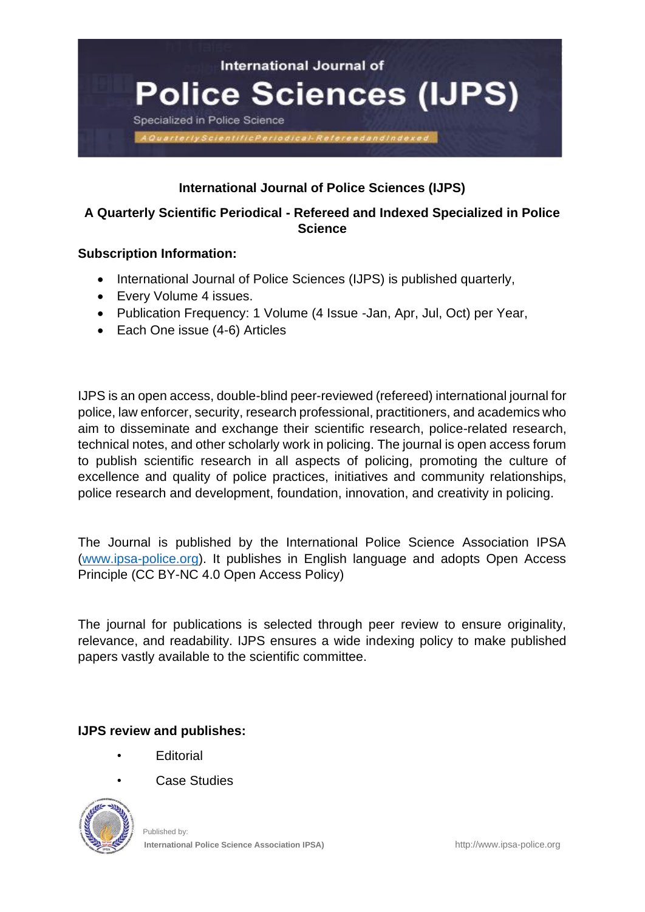International Journal of

# Police Sciences (IJPS)

Specialized in Police Science

A Quarterly Scientific Periodical - Refereed and Indexed

## International Journal of Police Sciences (IJPS)

### A Quarterly Scientific Periodical - Refereed and Indexed Specialized in Police Science

**Subscription Information:**

- International Journal of Police Sciences (IJPS) is published quarterly,
- Every Volume 4 issues.
- Publication Frequency: 1 Volume (4 Issue -Jan, Apr, Jul, Oct) per Year,
- Each One issue (4-6) Articles

IJPS is an open access, double-blind peer-reviewed (refereed) international journal for police, law enforcer, security, research professional, practitioners, and academics who aim to disseminate and exchange their scientific research, police-related research, technical notes, and other scholarly work in policing. The journal is open access forum to publish scientific research in all aspects of policing, promoting the culture of excellence and quality of police practices, initiatives and community relationships, police research and development, foundation, innovation, and creativity in policing.

The Journal is published by the International Police Science Association IPSA (www.ipsa-police.org). It publishes in English language and adopts Open Access Principle (CC BY-NC 4.0 Open Access Policy)

The journal for publications is selected through peer review to ensure originality, relevance, and readability. IJPS ensures a wide indexing policy to make published papers vastly available to the scientific committee.

**IJPS review and publishes:**

- Editorial
- Case Studies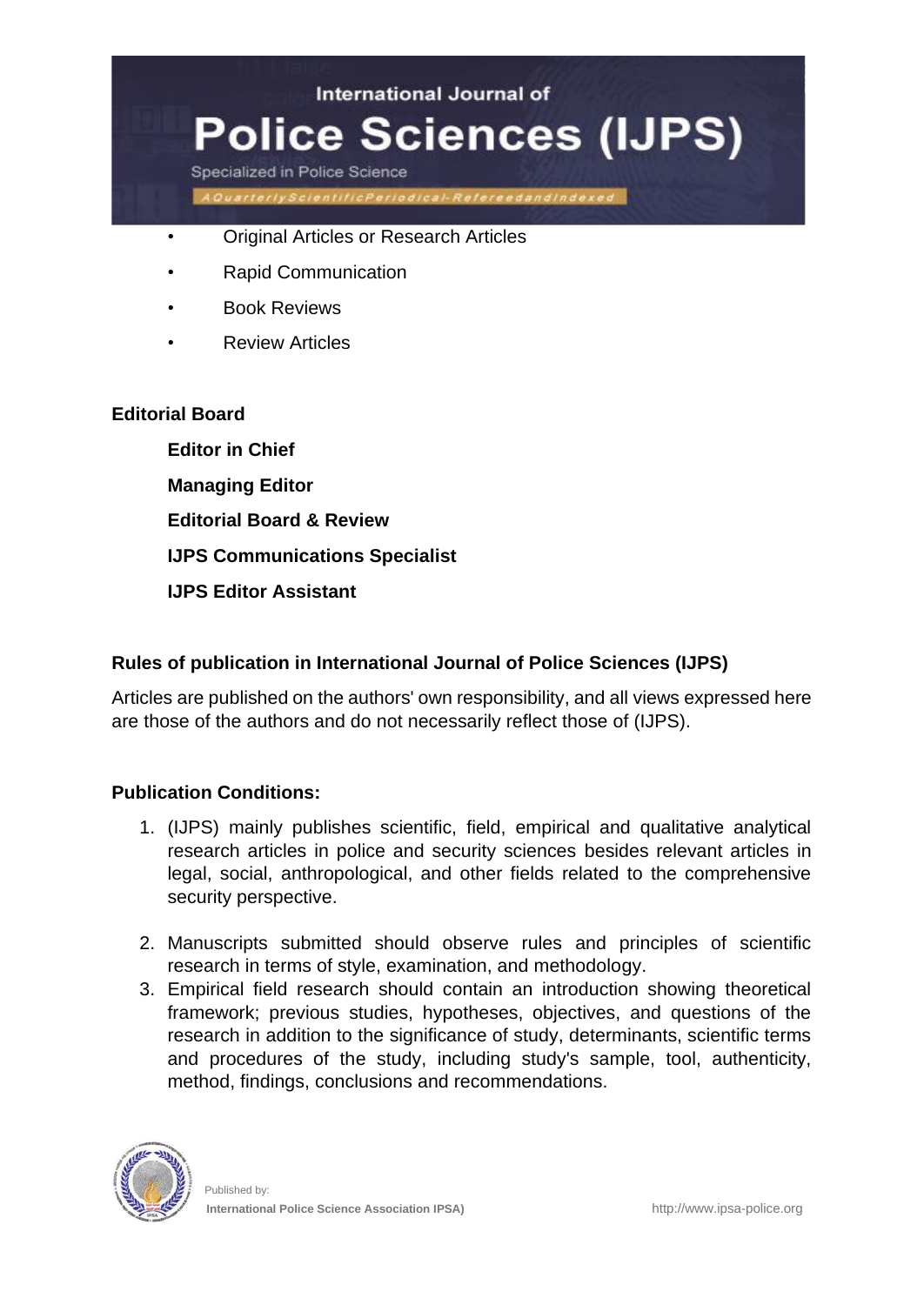- Original Articles or Research Articles
- Rapid Communication
- Book Reviews
- Review Articles

**Editorial Board**

**Editor in Chief**

**Managing Editor**

**Editorial Board & Review**

**IJPS Communications Specialist**

**IJPS Editor Assistant**

## Rules of publication in International Journal of Police Sciences (IJPS)

Articles are published on the authors' own responsibility, and all views expressed here are those of the authors and do not necessarily reflect those of (IJPS).

## Publication Conditions:

1. (IJPS) mainly publishes scientific, field, empirical and qualitative analytical research articles in police and security sciences besides relevant articles in legal, social, anthropological, and other fields related to the comprehensive security perspective.
2. Manuscripts submitted should observe rules and principles of scientific research in terms of style, examination, and methodology.
3. Empirical field research should contain an introduction showing theoretical framework; previous studies, hypotheses, objectives, and questions of the research in addition to the significance of study, determinants, scientific terms and procedures of the study, including study's sample, tool, authenticity, method, findings, conclusions and recommendations.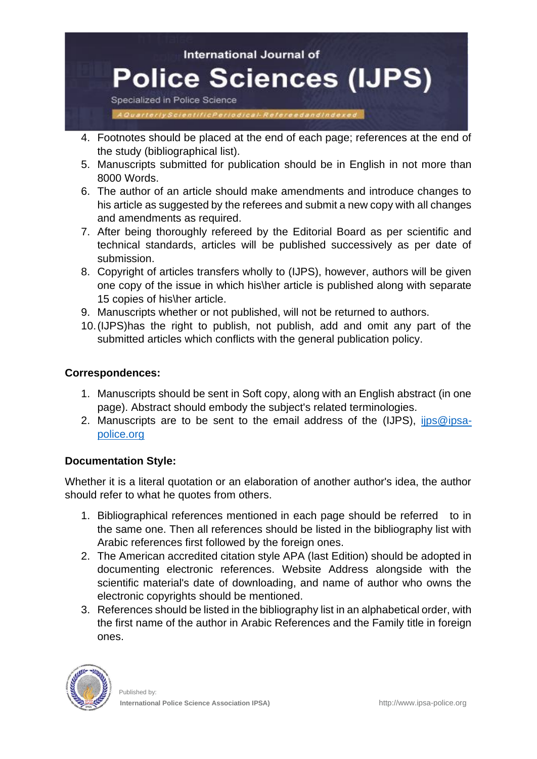4. Footnotes should be placed at the end of each page; references at the end of the study (bibliographical list).
5. Manuscripts submitted for publication should be in English in not more than 8000 Words.
6. The author of an article should make amendments and introduce changes to his article as suggested by the referees and submit a new copy with all changes and amendments as required.
7. After being thoroughly refereed by the Editorial Board as per scientific and technical standards, articles will be published successively as per date of submission.
8. Copyright of articles transfers wholly to (IJPS), however, authors will be given one copy of the issue in which his\her article is published along with separate 15 copies of his\her article.
9. Manuscripts whether or not published, will not be returned to authors.
10. (IJPS)has the right to publish, not publish, add and omit any part of the submitted articles which conflicts with the general publication policy.

**Correspondences:**

1. Manuscripts should be sent in Soft copy, along with an English abstract (in one page). Abstract should embody the subject's related terminologies.
2. Manuscripts are to be sent to the email address of the (IJPS), ijps@ipsa-police.org

**Documentation Style:**

Whether it is a literal quotation or an elaboration of another author's idea, the author should refer to what he quotes from others.

1. Bibliographical references mentioned in each page should be referred to in the same one. Then all references should be listed in the bibliography list with Arabic references first followed by the foreign ones.
2. The American accredited citation style APA (last Edition) should be adopted in documenting electronic references. Website Address alongside with the scientific material's date of downloading, and name of author who owns the electronic copyrights should be mentioned.
3. References should be listed in the bibliography list in an alphabetical order, with the first name of the author in Arabic References and the Family title in foreign ones.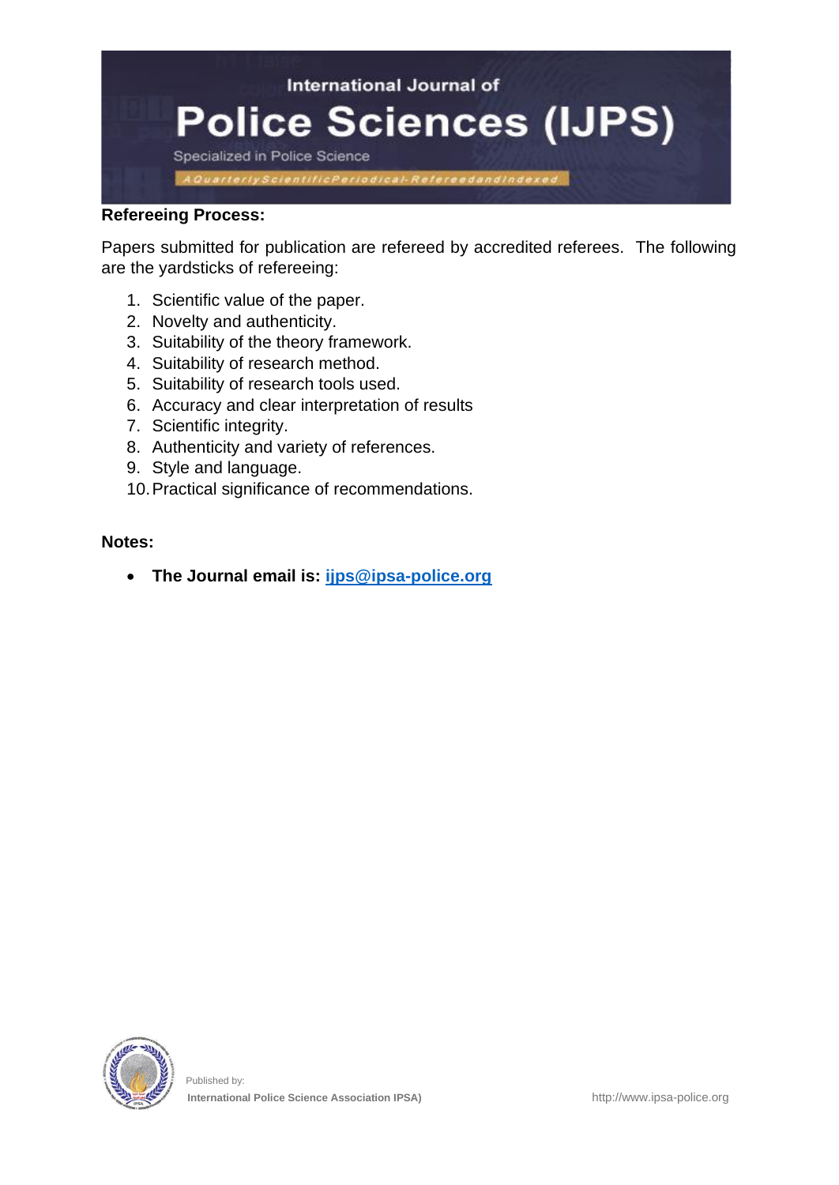**Refereeing Process:**

Papers submitted for publication are refereed by accredited referees. The following are the yardsticks of refereeing:

1. Scientific value of the paper.
2. Novelty and authenticity.
3. Suitability of the theory framework.
4. Suitability of research method.
5. Suitability of research tools used.
6. Accuracy and clear interpretation of results
7. Scientific integrity.
8. Authenticity and variety of references.
9. Style and language.
10. Practical significance of recommendations.

**Notes:**

- **The Journal email is: ijps@ipsa-police.org**